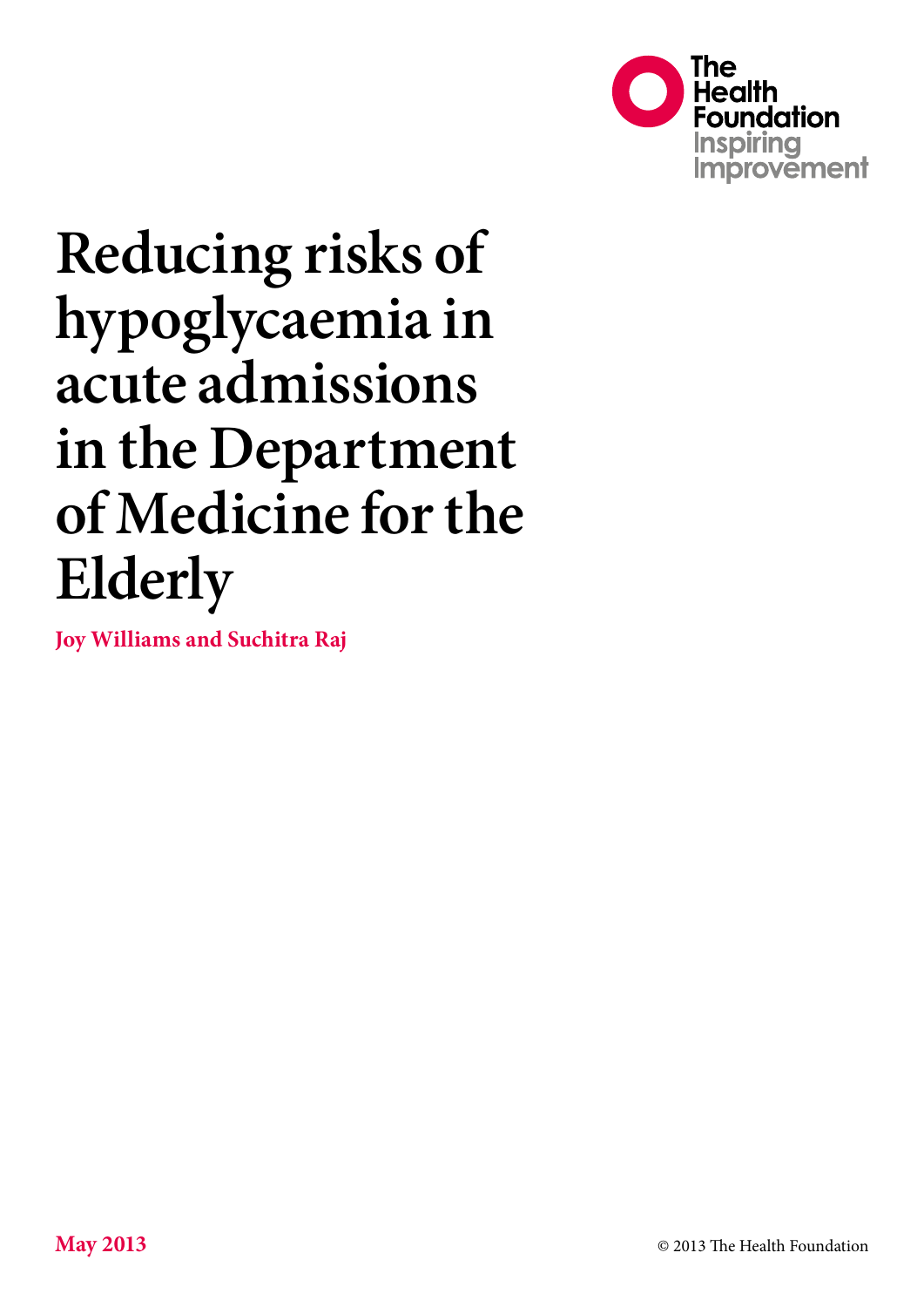The Health Foundation
Inspiring Improvement

# Reducing risks of hypoglycaemia in acute admissions in the Department of Medicine for the Elderly

**Joy Williams and Suchitra Raj**

**May 2013**

© 2013 The Health Foundation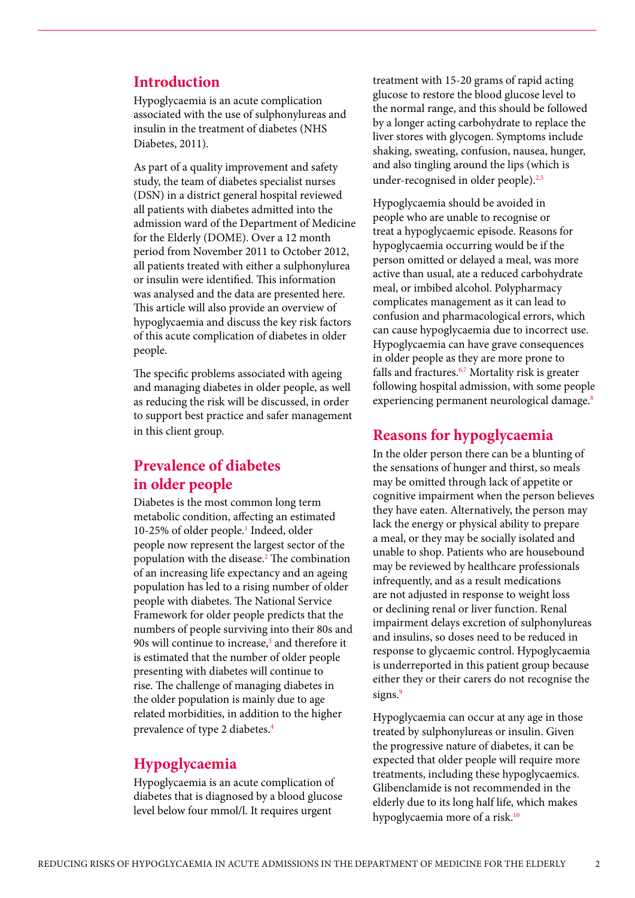## Introduction

Hypoglycaemia is an acute complication associated with the use of sulphonylureas and insulin in the treatment of diabetes (NHS Diabetes, 2011).

As part of a quality improvement and safety study, the team of diabetes specialist nurses (DSN) in a district general hospital reviewed all patients with diabetes admitted into the admission ward of the Department of Medicine for the Elderly (DOME). Over a 12 month period from November 2011 to October 2012, all patients treated with either a sulphonylurea or insulin were identified. This information was analysed and the data are presented here. This article will also provide an overview of hypoglycaemia and discuss the key risk factors of this acute complication of diabetes in older people.

The specific problems associated with ageing and managing diabetes in older people, as well as reducing the risk will be discussed, in order to support best practice and safer management in this client group.

## Prevalence of diabetes in older people

Diabetes is the most common long term metabolic condition, affecting an estimated 10-25% of older people.[1] Indeed, older people now represent the largest sector of the population with the disease.[2] The combination of an increasing life expectancy and an ageing population has led to a rising number of older people with diabetes. The National Service Framework for older people predicts that the numbers of people surviving into their 80s and 90s will continue to increase,[3] and therefore it is estimated that the number of older people presenting with diabetes will continue to rise. The challenge of managing diabetes in the older population is mainly due to age related morbidities, in addition to the higher prevalence of type 2 diabetes.[4]

## Hypoglycaemia

Hypoglycaemia is an acute complication of diabetes that is diagnosed by a blood glucose level below four mmol/l. It requires urgent treatment with 15-20 grams of rapid acting glucose to restore the blood glucose level to the normal range, and this should be followed by a longer acting carbohydrate to replace the liver stores with glycogen. Symptoms include shaking, sweating, confusion, nausea, hunger, and also tingling around the lips (which is under-recognised in older people).[2,5]

Hypoglycaemia should be avoided in people who are unable to recognise or treat a hypoglycaemic episode. Reasons for hypoglycaemia occurring would be if the person omitted or delayed a meal, was more active than usual, ate a reduced carbohydrate meal, or imbibed alcohol. Polypharmacy complicates management as it can lead to confusion and pharmacological errors, which can cause hypoglycaemia due to incorrect use. Hypoglycaemia can have grave consequences in older people as they are more prone to falls and fractures.[6,7] Mortality risk is greater following hospital admission, with some people experiencing permanent neurological damage.[8]

## Reasons for hypoglycaemia

In the older person there can be a blunting of the sensations of hunger and thirst, so meals may be omitted through lack of appetite or cognitive impairment when the person believes they have eaten. Alternatively, the person may lack the energy or physical ability to prepare a meal, or they may be socially isolated and unable to shop. Patients who are housebound may be reviewed by healthcare professionals infrequently, and as a result medications are not adjusted in response to weight loss or declining renal or liver function. Renal impairment delays excretion of sulphonylureas and insulins, so doses need to be reduced in response to glycaemic control. Hypoglycaemia is underreported in this patient group because either they or their carers do not recognise the signs.[9]

Hypoglycaemia can occur at any age in those treated by sulphonylureas or insulin. Given the progressive nature of diabetes, it can be expected that older people will require more treatments, including these hypoglycaemics. Glibenclamide is not recommended in the elderly due to its long half life, which makes hypoglycaemia more of a risk.[10]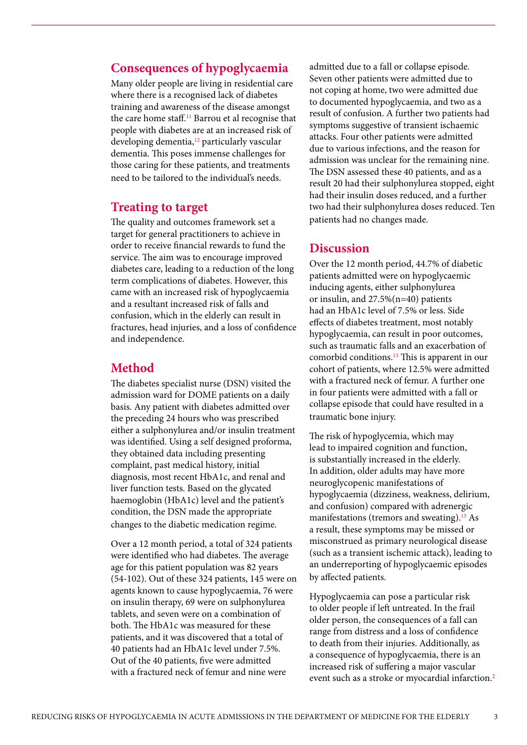## Consequences of hypoglycaemia

Many older people are living in residential care where there is a recognised lack of diabetes training and awareness of the disease amongst the care home staff.[11] Barrou et al recognise that people with diabetes are at an increased risk of developing dementia,[12] particularly vascular dementia. This poses immense challenges for those caring for these patients, and treatments need to be tailored to the individual's needs.

## Treating to target

The quality and outcomes framework set a target for general practitioners to achieve in order to receive financial rewards to fund the service. The aim was to encourage improved diabetes care, leading to a reduction of the long term complications of diabetes. However, this came with an increased risk of hypoglycaemia and a resultant increased risk of falls and confusion, which in the elderly can result in fractures, head injuries, and a loss of confidence and independence.

## Method

The diabetes specialist nurse (DSN) visited the admission ward for DOME patients on a daily basis. Any patient with diabetes admitted over the preceding 24 hours who was prescribed either a sulphonylurea and/or insulin treatment was identified. Using a self designed proforma, they obtained data including presenting complaint, past medical history, initial diagnosis, most recent HbA1c, and renal and liver function tests. Based on the glycated haemoglobin (HbA1c) level and the patient's condition, the DSN made the appropriate changes to the diabetic medication regime.

Over a 12 month period, a total of 324 patients were identified who had diabetes. The average age for this patient population was 82 years (54-102). Out of these 324 patients, 145 were on agents known to cause hypoglycaemia, 76 were on insulin therapy, 69 were on sulphonylurea tablets, and seven were on a combination of both. The HbA1c was measured for these patients, and it was discovered that a total of 40 patients had an HbA1c level under 7.5%. Out of the 40 patients, five were admitted with a fractured neck of femur and nine were admitted due to a fall or collapse episode. Seven other patients were admitted due to not coping at home, two were admitted due to documented hypoglycaemia, and two as a result of confusion. A further two patients had symptoms suggestive of transient ischaemic attacks. Four other patients were admitted due to various infections, and the reason for admission was unclear for the remaining nine. The DSN assessed these 40 patients, and as a result 20 had their sulphonylurea stopped, eight had their insulin doses reduced, and a further two had their sulphonylurea doses reduced. Ten patients had no changes made.

## Discussion

Over the 12 month period, 44.7% of diabetic patients admitted were on hypoglycaemic inducing agents, either sulphonylurea or insulin, and 27.5%(n=40) patients had an HbA1c level of 7.5% or less. Side effects of diabetes treatment, most notably hypoglycaemia, can result in poor outcomes, such as traumatic falls and an exacerbation of comorbid conditions.[13] This is apparent in our cohort of patients, where 12.5% were admitted with a fractured neck of femur. A further one in four patients were admitted with a fall or collapse episode that could have resulted in a traumatic bone injury.

The risk of hypoglycemia, which may lead to impaired cognition and function, is substantially increased in the elderly. In addition, older adults may have more neuroglycopenic manifestations of hypoglycaemia (dizziness, weakness, delirium, and confusion) compared with adrenergic manifestations (tremors and sweating).[13] As a result, these symptoms may be missed or misconstrued as primary neurological disease (such as a transient ischemic attack), leading to an underreporting of hypoglycaemic episodes by affected patients.

Hypoglycaemia can pose a particular risk to older people if left untreated. In the frail older person, the consequences of a fall can range from distress and a loss of confidence to death from their injuries. Additionally, as a consequence of hypoglycaemia, there is an increased risk of suffering a major vascular event such as a stroke or myocardial infarction.[2]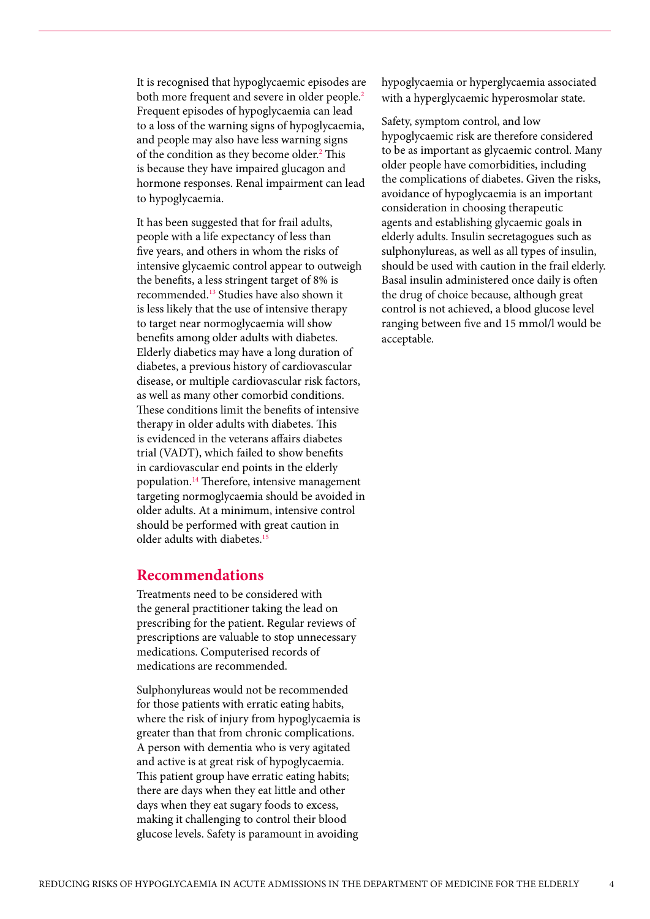It is recognised that hypoglycaemic episodes are both more frequent and severe in older people.[2] Frequent episodes of hypoglycaemia can lead to a loss of the warning signs of hypoglycaemia, and people may also have less warning signs of the condition as they become older.[2] This is because they have impaired glucagon and hormone responses. Renal impairment can lead to hypoglycaemia.

It has been suggested that for frail adults, people with a life expectancy of less than five years, and others in whom the risks of intensive glycaemic control appear to outweigh the benefits, a less stringent target of 8% is recommended.[13] Studies have also shown it is less likely that the use of intensive therapy to target near normoglycaemia will show benefits among older adults with diabetes. Elderly diabetics may have a long duration of diabetes, a previous history of cardiovascular disease, or multiple cardiovascular risk factors, as well as many other comorbid conditions. These conditions limit the benefits of intensive therapy in older adults with diabetes. This is evidenced in the veterans affairs diabetes trial (VADT), which failed to show benefits in cardiovascular end points in the elderly population.[14] Therefore, intensive management targeting normoglycaemia should be avoided in older adults. At a minimum, intensive control should be performed with great caution in older adults with diabetes.[15]

## Recommendations

Treatments need to be considered with the general practitioner taking the lead on prescribing for the patient. Regular reviews of prescriptions are valuable to stop unnecessary medications. Computerised records of medications are recommended.

Sulphonylureas would not be recommended for those patients with erratic eating habits, where the risk of injury from hypoglycaemia is greater than that from chronic complications. A person with dementia who is very agitated and active is at great risk of hypoglycaemia. This patient group have erratic eating habits; there are days when they eat little and other days when they eat sugary foods to excess, making it challenging to control their blood glucose levels. Safety is paramount in avoiding hypoglycaemia or hyperglycaemia associated with a hyperglycaemic hyperosmolar state.

Safety, symptom control, and low hypoglycaemic risk are therefore considered to be as important as glycaemic control. Many older people have comorbidities, including the complications of diabetes. Given the risks, avoidance of hypoglycaemia is an important consideration in choosing therapeutic agents and establishing glycaemic goals in elderly adults. Insulin secretagogues such as sulphonylureas, as well as all types of insulin, should be used with caution in the frail elderly. Basal insulin administered once daily is often the drug of choice because, although great control is not achieved, a blood glucose level ranging between five and 15 mmol/l would be acceptable.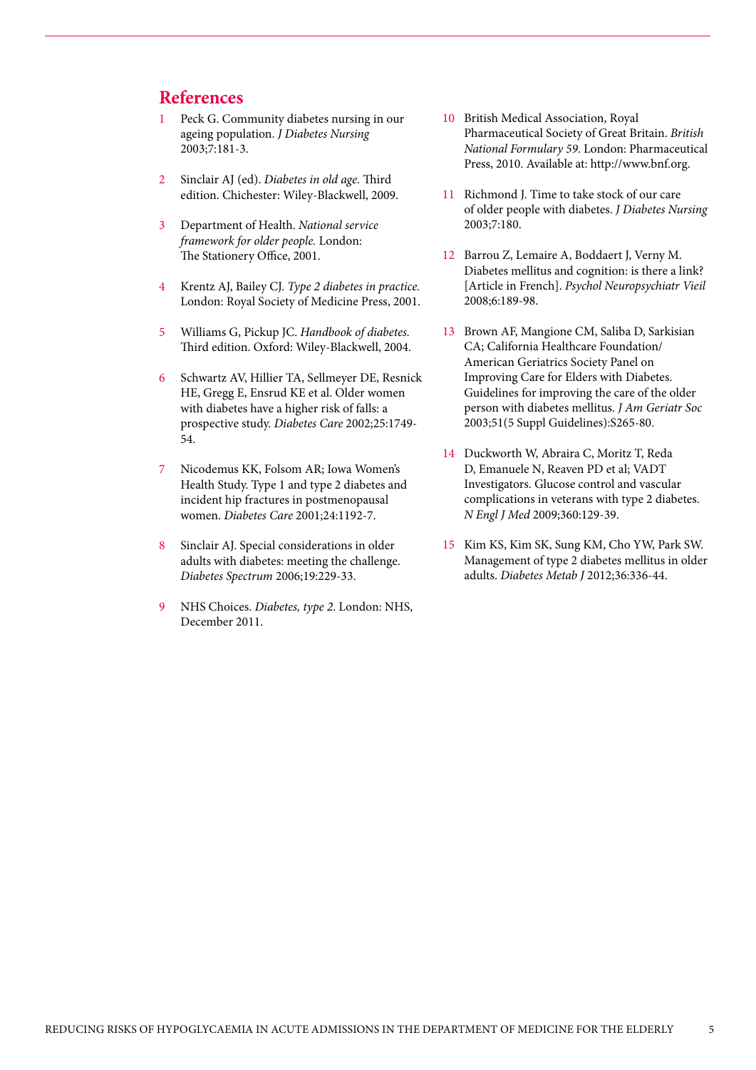## References

1. Peck G. Community diabetes nursing in our ageing population. *J Diabetes Nursing* 2003;7:181-3.
2. Sinclair AJ (ed). *Diabetes in old age.* Third edition. Chichester: Wiley-Blackwell, 2009.
3. Department of Health. *National service framework for older people.* London: The Stationery Office, 2001.
4. Krentz AJ, Bailey CJ. *Type 2 diabetes in practice.* London: Royal Society of Medicine Press, 2001.
5. Williams G, Pickup JC. *Handbook of diabetes.* Third edition. Oxford: Wiley-Blackwell, 2004.
6. Schwartz AV, Hillier TA, Sellmeyer DE, Resnick HE, Gregg E, Ensrud KE et al. Older women with diabetes have a higher risk of falls: a prospective study. *Diabetes Care* 2002;25:1749-54.
7. Nicodemus KK, Folsom AR; Iowa Women's Health Study. Type 1 and type 2 diabetes and incident hip fractures in postmenopausal women. *Diabetes Care* 2001;24:1192-7.
8. Sinclair AJ. Special considerations in older adults with diabetes: meeting the challenge. *Diabetes Spectrum* 2006;19:229-33.
9. NHS Choices. *Diabetes, type 2.* London: NHS, December 2011.
10. British Medical Association, Royal Pharmaceutical Society of Great Britain. *British National Formulary 59.* London: Pharmaceutical Press, 2010. Available at: http://www.bnf.org.
11. Richmond J. Time to take stock of our care of older people with diabetes. *J Diabetes Nursing* 2003;7:180.
12. Barrou Z, Lemaire A, Boddaert J, Verny M. Diabetes mellitus and cognition: is there a link? [Article in French]. *Psychol Neuropsychiatr Vieil* 2008;6:189-98.
13. Brown AF, Mangione CM, Saliba D, Sarkisian CA; California Healthcare Foundation/American Geriatrics Society Panel on Improving Care for Elders with Diabetes. Guidelines for improving the care of the older person with diabetes mellitus. *J Am Geriatr Soc* 2003;51(5 Suppl Guidelines):S265-80.
14. Duckworth W, Abraira C, Moritz T, Reda D, Emanuele N, Reaven PD et al; VADT Investigators. Glucose control and vascular complications in veterans with type 2 diabetes. *N Engl J Med* 2009;360:129-39.
15. Kim KS, Kim SK, Sung KM, Cho YW, Park SW. Management of type 2 diabetes mellitus in older adults. *Diabetes Metab J* 2012;36:336-44.